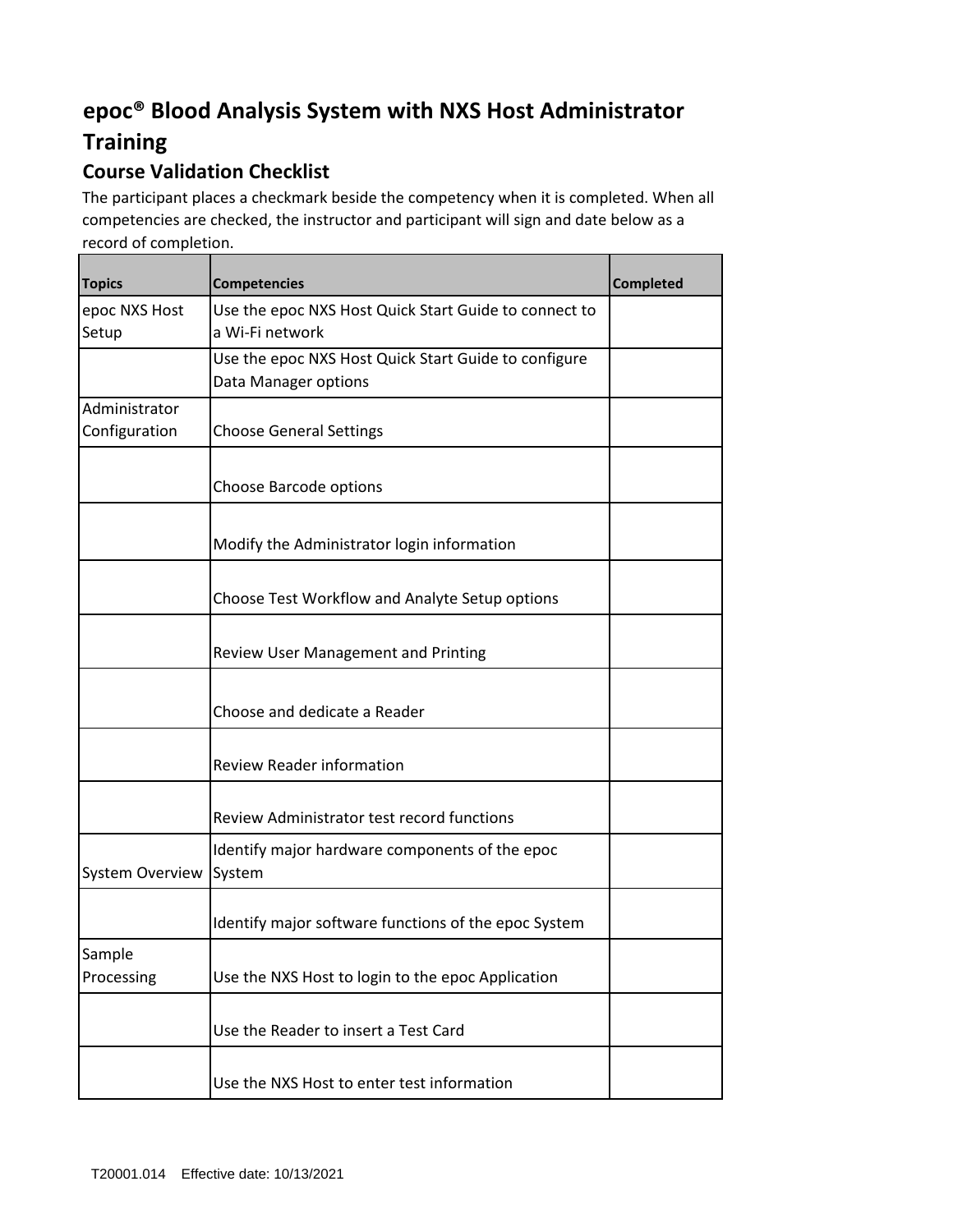# epoc® Blood Analysis System with NXS Host Administrator Training

## Course Validation Checklist

The participant places a checkmark beside the competency when it is completed. When all competencies are checked, the instructor and participant will sign and date below as a record of completion.

| Topics | Competencies | Completed |
|---|---|---|
| epoc NXS Host Setup | Use the epoc NXS Host Quick Start Guide to connect to a Wi-Fi network | |
| | Use the epoc NXS Host Quick Start Guide to configure Data Manager options | |
| Administrator Configuration | Choose General Settings | |
| | Choose Barcode options | |
| | Modify the Administrator login information | |
| | Choose Test Workflow and Analyte Setup options | |
| | Review User Management and Printing | |
| | Choose and dedicate a Reader | |
| | Review Reader information | |
| | Review Administrator test record functions | |
| System Overview | Identify major hardware components of the epoc System | |
| | Identify major software functions of the epoc System | |
| Sample Processing | Use the NXS Host to login to the epoc Application | |
| | Use the Reader to insert a Test Card | |
| | Use the NXS Host to enter test information | |

T20001.014 Effective date: 10/13/2021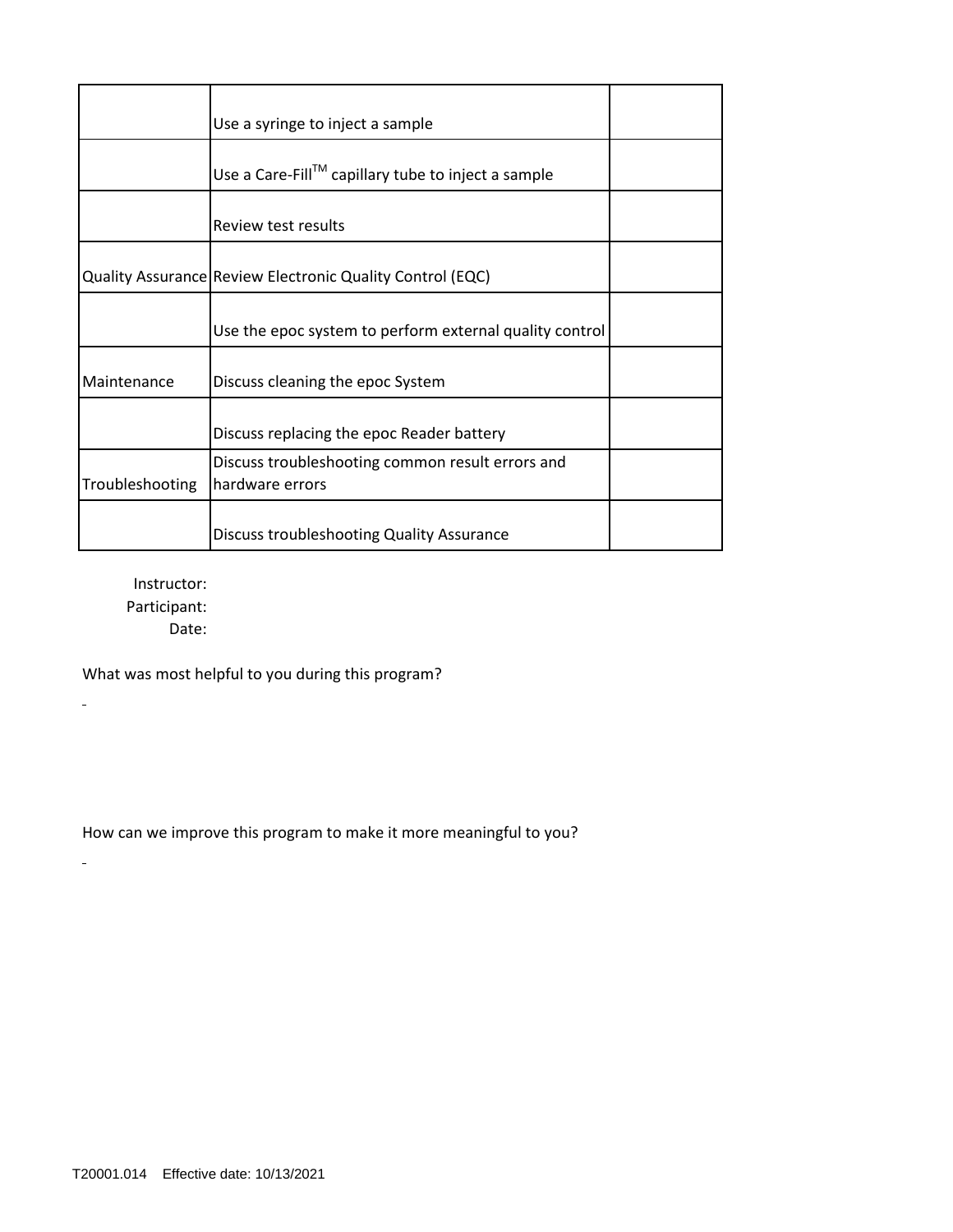| | | |
|---|---|---|
| | Use a syringe to inject a sample | |
| | Use a Care-Fill$^{TM}$ capillary tube to inject a sample | |
| | Review test results | |
| Quality Assurance | Review Electronic Quality Control (EQC) | |
| | Use the epoc system to perform external quality control | |
| Maintenance | Discuss cleaning the epoc System | |
| | Discuss replacing the epoc Reader battery | |
| Troubleshooting | Discuss troubleshooting common result errors and hardware errors | |
| | Discuss troubleshooting Quality Assurance | |

Instructor:

Participant:

Date:

What was most helpful to you during this program?

How can we improve this program to make it more meaningful to you?

T20001.014 Effective date: 10/13/2021